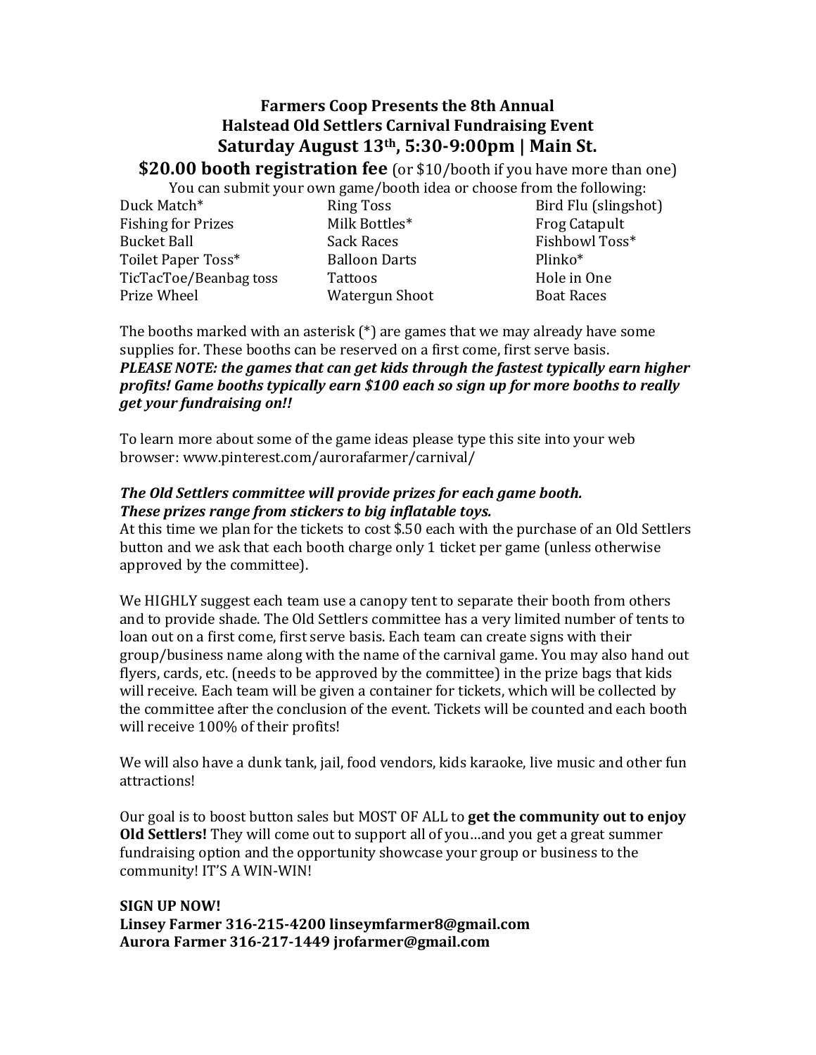# Farmers Coop Presents the 8th Annual
# Halstead Old Settlers Carnival Fundraising Event
## Saturday August 13th, 5:30-9:00pm | Main St.

**$20.00 booth registration fee** (or $10/booth if you have more than one)

You can submit your own game/booth idea or choose from the following:

| | | |
|---|---|---|
| Duck Match* | Ring Toss | Bird Flu (slingshot) |
| Fishing for Prizes | Milk Bottles* | Frog Catapult |
| Bucket Ball | Sack Races | Fishbowl Toss* |
| Toilet Paper Toss* | Balloon Darts | Plinko* |
| TicTacToe/Beanbag toss | Tattoos | Hole in One |
| Prize Wheel | Watergun Shoot | Boat Races |

The booths marked with an asterisk (*) are games that we may already have some supplies for. These booths can be reserved on a first come, first serve basis.
***PLEASE NOTE: the games that can get kids through the fastest typically earn higher profits! Game booths typically earn $100 each so sign up for more booths to really get your fundraising on!!***

To learn more about some of the game ideas please type this site into your web browser: www.pinterest.com/aurorafarmer/carnival/

***The Old Settlers committee will provide prizes for each game booth.***
***These prizes range from stickers to big inflatable toys.***
At this time we plan for the tickets to cost $.50 each with the purchase of an Old Settlers button and we ask that each booth charge only 1 ticket per game (unless otherwise approved by the committee).

We HIGHLY suggest each team use a canopy tent to separate their booth from others and to provide shade. The Old Settlers committee has a very limited number of tents to loan out on a first come, first serve basis. Each team can create signs with their group/business name along with the name of the carnival game. You may also hand out flyers, cards, etc. (needs to be approved by the committee) in the prize bags that kids will receive. Each team will be given a container for tickets, which will be collected by the committee after the conclusion of the event. Tickets will be counted and each booth will receive 100% of their profits!

We will also have a dunk tank, jail, food vendors, kids karaoke, live music and other fun attractions!

Our goal is to boost button sales but MOST OF ALL to **get the community out to enjoy Old Settlers!** They will come out to support all of you…and you get a great summer fundraising option and the opportunity showcase your group or business to the community! IT'S A WIN-WIN!

**SIGN UP NOW!**
**Linsey Farmer 316-215-4200 linseymfarmer8@gmail.com**
**Aurora Farmer 316-217-1449 jrofarmer@gmail.com**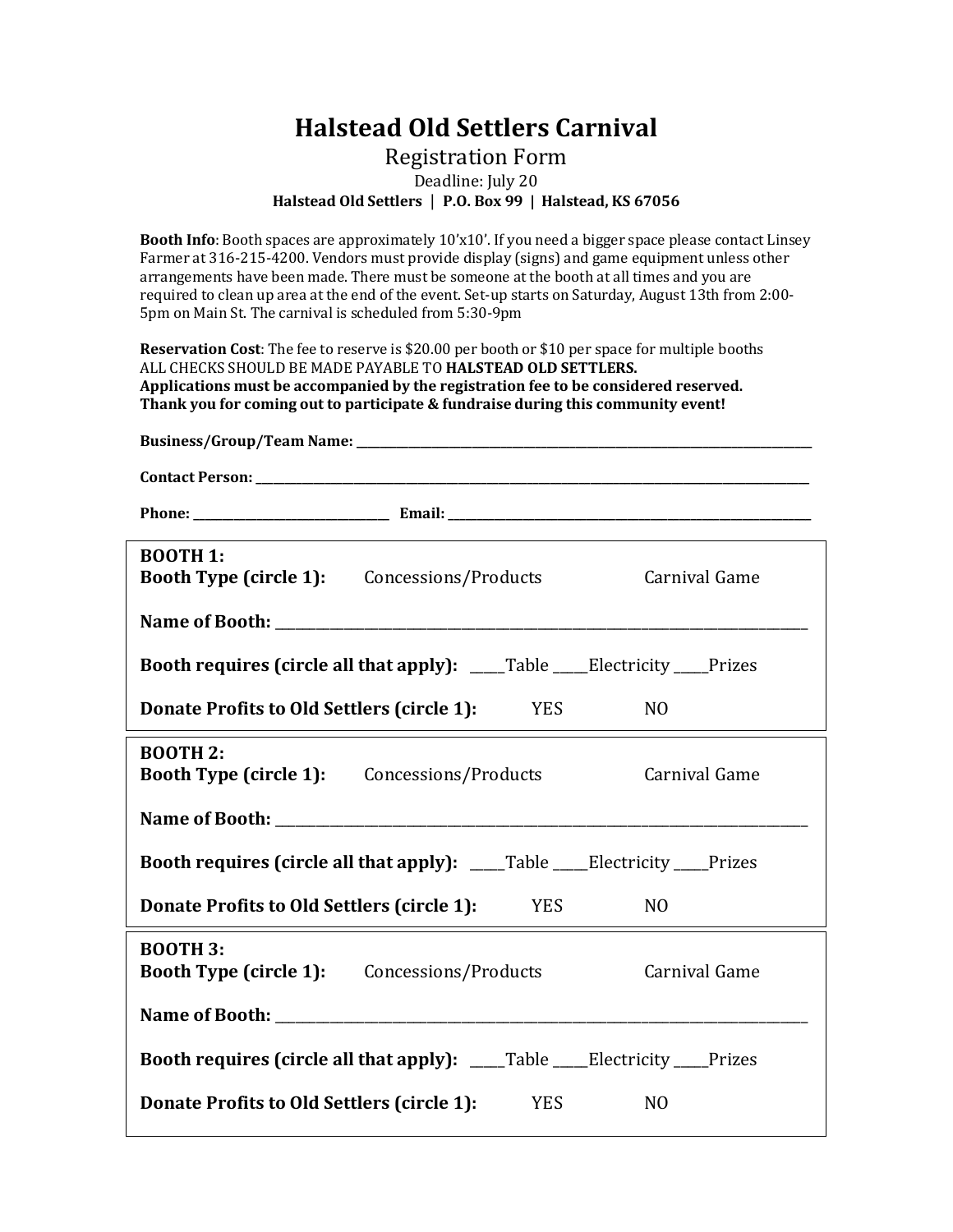# Halstead Old Settlers Carnival

## Registration Form

Deadline: July 20

**Halstead Old Settlers | P.O. Box 99 | Halstead, KS 67056**

**Booth Info**: Booth spaces are approximately 10'x10'. If you need a bigger space please contact Linsey Farmer at 316-215-4200. Vendors must provide display (signs) and game equipment unless other arrangements have been made. There must be someone at the booth at all times and you are required to clean up area at the end of the event. Set-up starts on Saturday, August 13th from 2:00-5pm on Main St. The carnival is scheduled from 5:30-9pm

**Reservation Cost**: The fee to reserve is $20.00 per booth or $10 per space for multiple booths
ALL CHECKS SHOULD BE MADE PAYABLE TO **HALSTEAD OLD SETTLERS.**
**Applications must be accompanied by the registration fee to be considered reserved.**
**Thank you for coming out to participate & fundraise during this community event!**

**Business/Group/Team Name:** ______________________________________________

**Contact Person:** ______________________________________________

**Phone:** ____________________ **Email:** ______________________________

---

**BOOTH 1:**
**Booth Type (circle 1):** Concessions/Products Carnival Game

**Name of Booth:** ______________________________________________

**Booth requires (circle all that apply):** ____Table ____Electricity ____Prizes

**Donate Profits to Old Settlers (circle 1):** YES NO

---

**BOOTH 2:**
**Booth Type (circle 1):** Concessions/Products Carnival Game

**Name of Booth:** ______________________________________________

**Booth requires (circle all that apply):** ____Table ____Electricity ____Prizes

**Donate Profits to Old Settlers (circle 1):** YES NO

---

**BOOTH 3:**
**Booth Type (circle 1):** Concessions/Products Carnival Game

**Name of Booth:** ______________________________________________

**Booth requires (circle all that apply):** ____Table ____Electricity ____Prizes

**Donate Profits to Old Settlers (circle 1):** YES NO